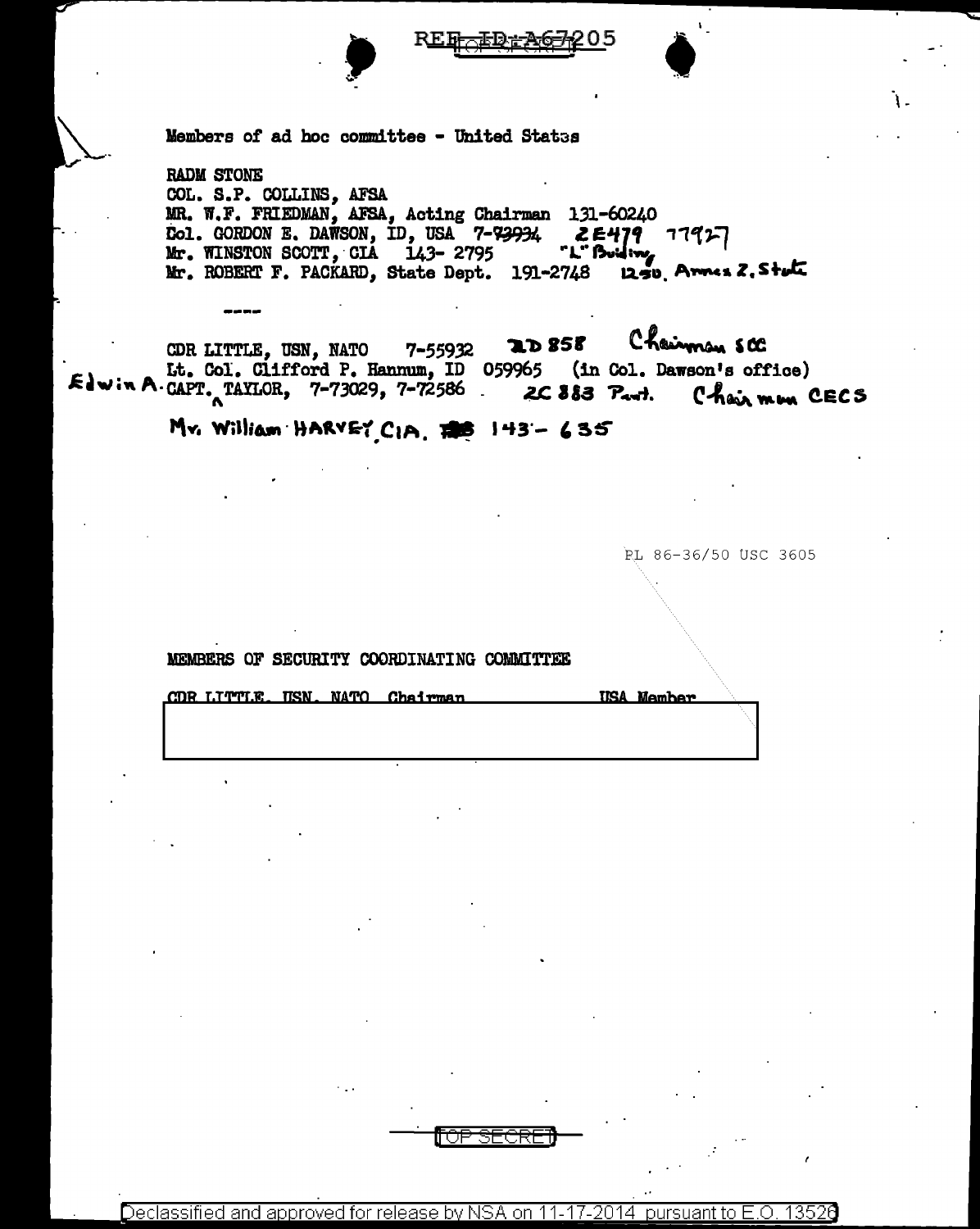REF ID:A67205

Members of ad hoc committee - United States

RADM STONE
COL. S.P. COLLINS, AFSA
MR. W.F. FRIEDMAN, AFSA, Acting Chairman 131-60240
Col. GORDON E. DAWSON, ID, USA 7-~~73934~~ 2E479 77927
Mr. WINSTON SCOTT, CIA 143- 2795 "L" Building
Mr. ROBERT F. PACKARD, State Dept. 191-2748 1250 Annex 2, State

----

CDR LITTLE, USN, NATO 7-55932 2D 858 Chairman SCC
Lt. Col. Clifford P. Hannum, ID 059965 (in Col. Dawson's office)
Edwin A. CAPT. TAYLOR, 7-73029, 7-72586 2C 883 Pent. Chairman CECS

Mr. William HARVEY CIA 143- 635

PL 86-36/50 USC 3605

MEMBERS OF SECURITY COORDINATING COMMITTEE

| CDR LITTLE, USN, NATO Chairman | USA Member |
|---|---|
| | |

TOP SECRET

Declassified and approved for release by NSA on 11-17-2014 pursuant to E.O. 13526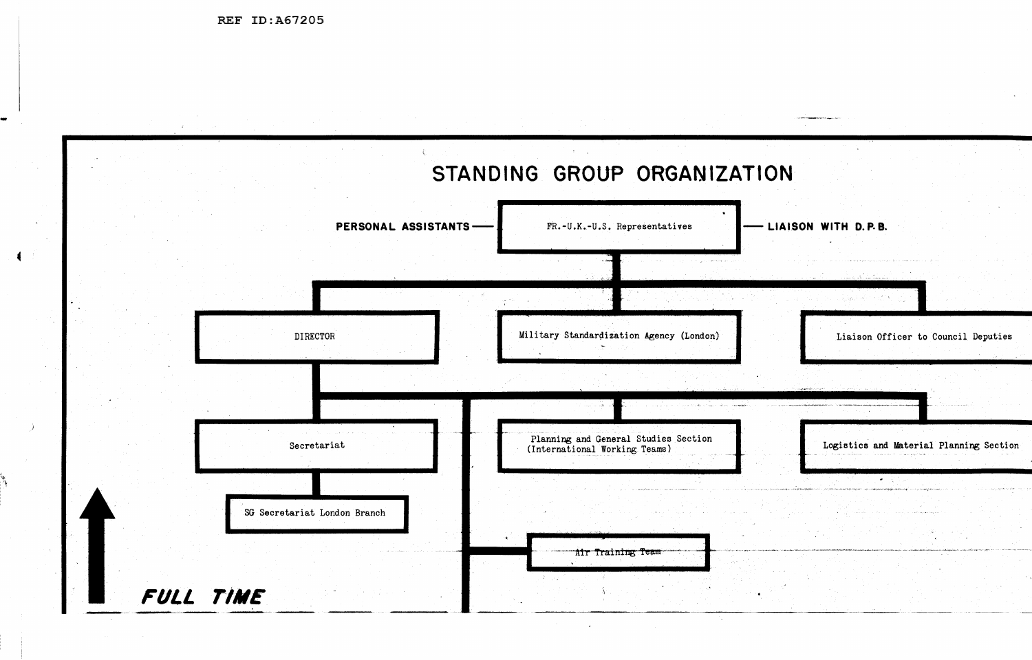# STANDING GROUP ORGANIZATION

PERSONAL ASSISTANTS — FR.-U.K.-U.S. Representatives — LIAISON WITH D.P.B.

- FR.-U.K.-U.S. Representatives
  - DIRECTOR
    - Secretariat
      - SG Secretariat London Branch
    - Planning and General Studies Section (International Working Teams)
    - Logistics and Material Planning Section
    - ~~Air Training Team~~
  - Military Standardization Agency (London)
  - Liaison Officer to Council Deputies

*FULL TIME*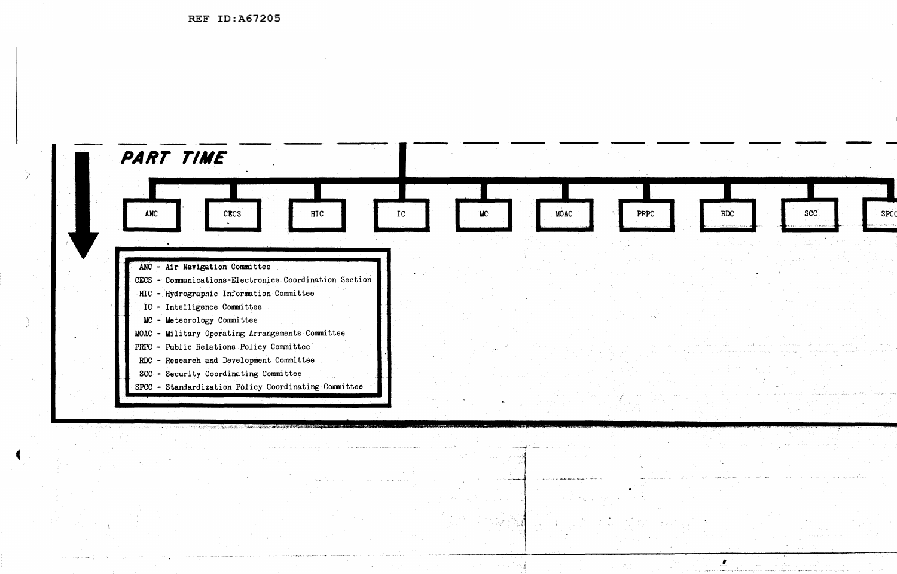REF ID:A67205

***PART TIME***

ANC

CECS

HIC

IC

MC

MOAC

PRPC

RDC

SCC

SPCC

ANC - Air Navigation Committee
CECS - Communications-Electronics Coordination Section
HIC - Hydrographic Information Committee
IC - Intelligence Committee
MC - Meteorology Committee
MOAC - Military Operating Arrangements Committee
PRPC - Public Relations Policy Committee
RDC - Research and Development Committee
SCC - Security Coordinating Committee
SPCC - Standardization Policy Coordinating Committee